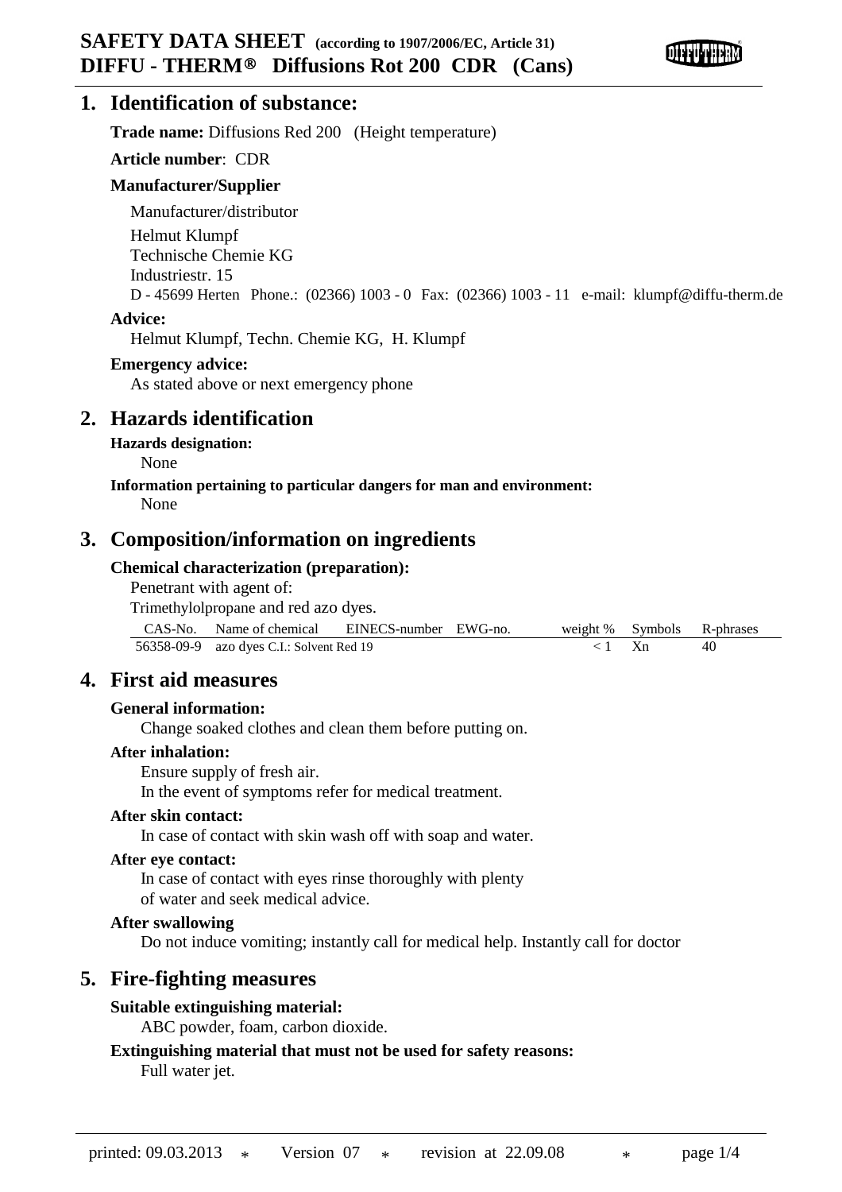# SAFETY DATA SHEET (according to 1907/2006/EC, Article 31)
# DIFFU - THERM® Diffusions Rot 200 CDR (Cans)

## 1. Identification of substance:

**Trade name:** Diffusions Red 200 (Height temperature)

**Article number**: CDR

**Manufacturer/Supplier**

Manufacturer/distributor

Helmut Klumpf
Technische Chemie KG
Industriestr. 15
D - 45699 Herten Phone.: (02366) 1003 - 0 Fax: (02366) 1003 - 11 e-mail: klumpf@diffu-therm.de

**Advice:**

Helmut Klumpf, Techn. Chemie KG, H. Klumpf

**Emergency advice:**

As stated above or next emergency phone

## 2. Hazards identification

**Hazards designation:**

None

**Information pertaining to particular dangers for man and environment:**

None

## 3. Composition/information on ingredients

**Chemical characterization (preparation):**

Penetrant with agent of:
Trimethylolpropane and red azo dyes.

| CAS-No. | Name of chemical | EINECS-number | EWG-no. | weight % | Symbols | R-phrases |
|---|---|---|---|---|---|---|
| 56358-09-9 | azo dyes C.I.: Solvent Red 19 | | | < 1 | Xn | 40 |

## 4. First aid measures

**General information:**

Change soaked clothes and clean them before putting on.

**After inhalation:**

Ensure supply of fresh air.
In the event of symptoms refer for medical treatment.

**After skin contact:**

In case of contact with skin wash off with soap and water.

**After eye contact:**

In case of contact with eyes rinse thoroughly with plenty of water and seek medical advice.

**After swallowing**

Do not induce vomiting; instantly call for medical help. Instantly call for doctor

## 5. Fire-fighting measures

**Suitable extinguishing material:**

ABC powder, foam, carbon dioxide.

**Extinguishing material that must not be used for safety reasons:**

Full water jet.

printed: 09.03.2013 * Version 07 * revision at 22.09.08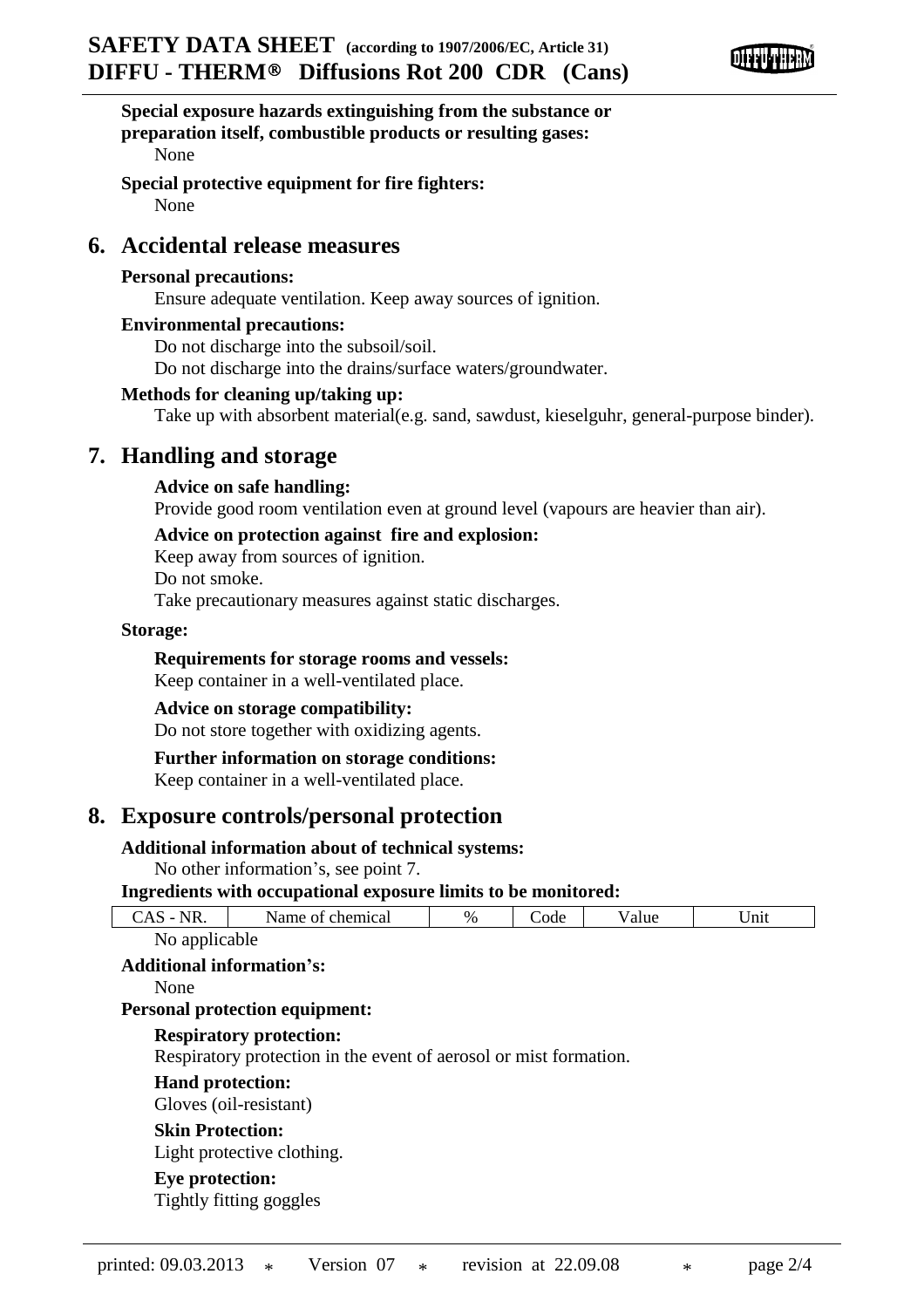**Special exposure hazards extinguishing from the substance or preparation itself, combustible products or resulting gases:**

None

**Special protective equipment for fire fighters:**

None

## 6. Accidental release measures

**Personal precautions:**

Ensure adequate ventilation. Keep away sources of ignition.

**Environmental precautions:**

Do not discharge into the subsoil/soil.
Do not discharge into the drains/surface waters/groundwater.

**Methods for cleaning up/taking up:**

Take up with absorbent material(e.g. sand, sawdust, kieselguhr, general-purpose binder).

## 7. Handling and storage

**Advice on safe handling:**

Provide good room ventilation even at ground level (vapours are heavier than air).

**Advice on protection against fire and explosion:**

Keep away from sources of ignition.
Do not smoke.
Take precautionary measures against static discharges.

**Storage:**

**Requirements for storage rooms and vessels:**

Keep container in a well-ventilated place.

**Advice on storage compatibility:**

Do not store together with oxidizing agents.

**Further information on storage conditions:**

Keep container in a well-ventilated place.

## 8. Exposure controls/personal protection

**Additional information about of technical systems:**

No other information's, see point 7.

**Ingredients with occupational exposure limits to be monitored:**

| CAS - NR. | Name of chemical | % | Code | Value | Unit |
|---|---|---|---|---|---|

No applicable

**Additional information's:**

None

**Personal protection equipment:**

**Respiratory protection:**

Respiratory protection in the event of aerosol or mist formation.

**Hand protection:**

Gloves (oil-resistant)

**Skin Protection:**

Light protective clothing.

**Eye protection:**

Tightly fitting goggles

printed: 09.03.2013 * Version 07 * revision at 22.09.08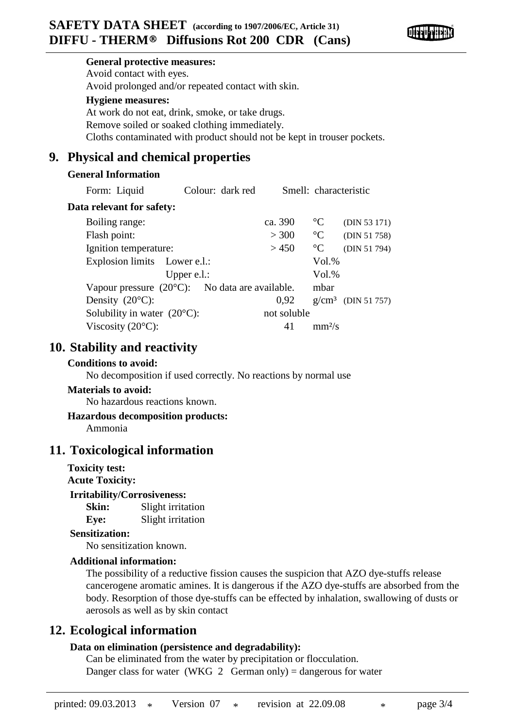**General protective measures:**

Avoid contact with eyes.

Avoid prolonged and/or repeated contact with skin.

**Hygiene measures:**

At work do not eat, drink, smoke, or take drugs.

Remove soiled or soaked clothing immediately.

Cloths contaminated with product should not be kept in trouser pockets.

## 9. Physical and chemical properties

**General Information**

Form: Liquid    Colour: dark red    Smell: characteristic

**Data relevant for safety:**

| | | | |
|---|---|---|---|
| Boiling range: | ca. 390 | °C | (DIN 53 171) |
| Flash point: | > 300 | °C | (DIN 51 758) |
| Ignition temperature: | > 450 | °C | (DIN 51 794) |
| Explosion limits Lower e.l.: | | Vol.% | |
| Upper e.l.: | | Vol.% | |
| Vapour pressure (20°C): | No data are available. | mbar | |
| Density (20°C): | 0,92 | g/cm³ | (DIN 51 757) |
| Solubility in water (20°C): | not soluble | | |
| Viscosity (20°C): | 41 | mm²/s | |

## 10. Stability and reactivity

**Conditions to avoid:**

No decomposition if used correctly. No reactions by normal use

**Materials to avoid:**

No hazardous reactions known.

**Hazardous decomposition products:**

Ammonia

## 11. Toxicological information

**Toxicity test:**

**Acute Toxicity:**

**Irritability/Corrosiveness:**

**Skin:** Slight irritation

**Eye:** Slight irritation

**Sensitization:**

No sensitization known.

**Additional information:**

The possibility of a reductive fission causes the suspicion that AZO dye-stuffs release cancerogene aromatic amines. It is dangerous if the AZO dye-stuffs are absorbed from the body. Resorption of those dye-stuffs can be effected by inhalation, swallowing of dusts or aerosols as well as by skin contact

## 12. Ecological information

**Data on elimination (persistence and degradability):**

Can be eliminated from the water by precipitation or flocculation.

Danger class for water (WKG 2 German only) = dangerous for water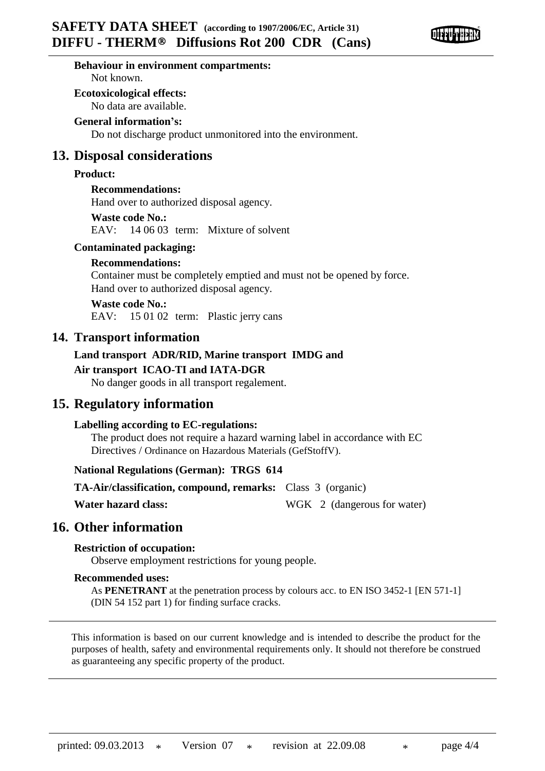**Behaviour in environment compartments:**
Not known.

**Ecotoxicological effects:**
No data are available.

**General information's:**
Do not discharge product unmonitored into the environment.

## 13. Disposal considerations

**Product:**

**Recommendations:**
Hand over to authorized disposal agency.

**Waste code No.:**
EAV: 14 06 03 term: Mixture of solvent

**Contaminated packaging:**

**Recommendations:**
Container must be completely emptied and must not be opened by force.
Hand over to authorized disposal agency.

**Waste code No.:**
EAV: 15 01 02 term: Plastic jerry cans

## 14. Transport information

**Land transport ADR/RID, Marine transport IMDG and**
**Air transport ICAO-TI and IATA-DGR**
No danger goods in all transport regalement.

## 15. Regulatory information

**Labelling according to EC-regulations:**
The product does not require a hazard warning label in accordance with EC Directives / Ordinance on Hazardous Materials (GefStoffV).

**National Regulations (German): TRGS 614**

**TA-Air/classification, compound, remarks:** Class 3 (organic)

**Water hazard class:** WGK 2 (dangerous for water)

## 16. Other information

**Restriction of occupation:**
Observe employment restrictions for young people.

**Recommended uses:**
As **PENETRANT** at the penetration process by colours acc. to EN ISO 3452-1 [EN 571-1] (DIN 54 152 part 1) for finding surface cracks.

This information is based on our current knowledge and is intended to describe the product for the purposes of health, safety and environmental requirements only. It should not therefore be construed as guaranteeing any specific property of the product.

printed: 09.03.2013 * Version 07 * revision at 22.09.08